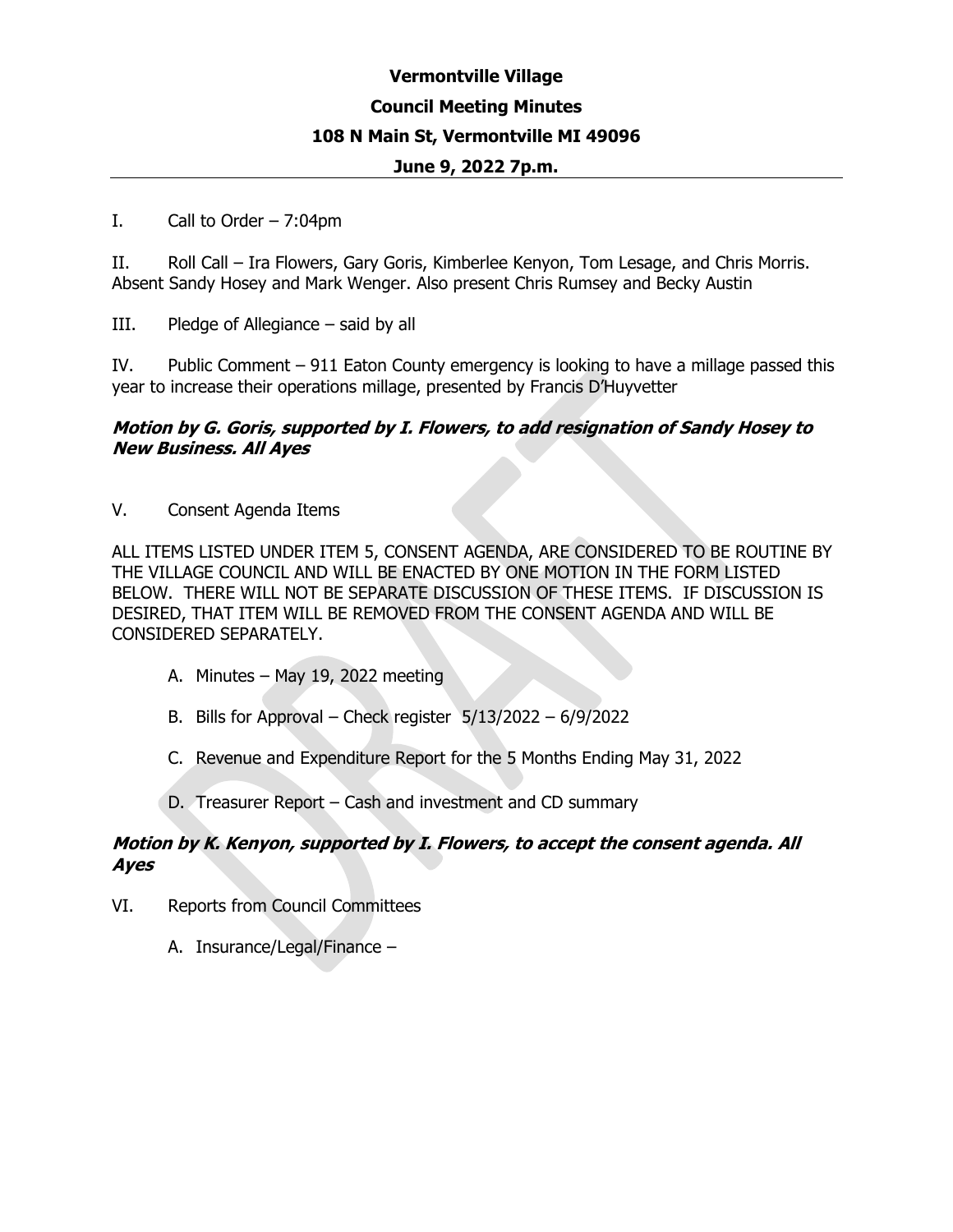**Vermontville Village**

**Council Meeting Minutes**

**108 N Main St, Vermontville MI 49096**

**June 9, 2022 7p.m.**

I. Call to Order – 7:04pm

II. Roll Call – Ira Flowers, Gary Goris, Kimberlee Kenyon, Tom Lesage, and Chris Morris. Absent Sandy Hosey and Mark Wenger. Also present Chris Rumsey and Becky Austin

III. Pledge of Allegiance – said by all

IV. Public Comment – 911 Eaton County emergency is looking to have a millage passed this year to increase their operations millage, presented by Francis D'Huyvetter

***Motion by G. Goris, supported by I. Flowers, to add resignation of Sandy Hosey to New Business. All Ayes***

V. Consent Agenda Items

ALL ITEMS LISTED UNDER ITEM 5, CONSENT AGENDA, ARE CONSIDERED TO BE ROUTINE BY THE VILLAGE COUNCIL AND WILL BE ENACTED BY ONE MOTION IN THE FORM LISTED BELOW. THERE WILL NOT BE SEPARATE DISCUSSION OF THESE ITEMS. IF DISCUSSION IS DESIRED, THAT ITEM WILL BE REMOVED FROM THE CONSENT AGENDA AND WILL BE CONSIDERED SEPARATELY.

A. Minutes – May 19, 2022 meeting

B. Bills for Approval – Check register 5/13/2022 – 6/9/2022

C. Revenue and Expenditure Report for the 5 Months Ending May 31, 2022

D. Treasurer Report – Cash and investment and CD summary

***Motion by K. Kenyon, supported by I. Flowers, to accept the consent agenda. All Ayes***

VI. Reports from Council Committees

A. Insurance/Legal/Finance –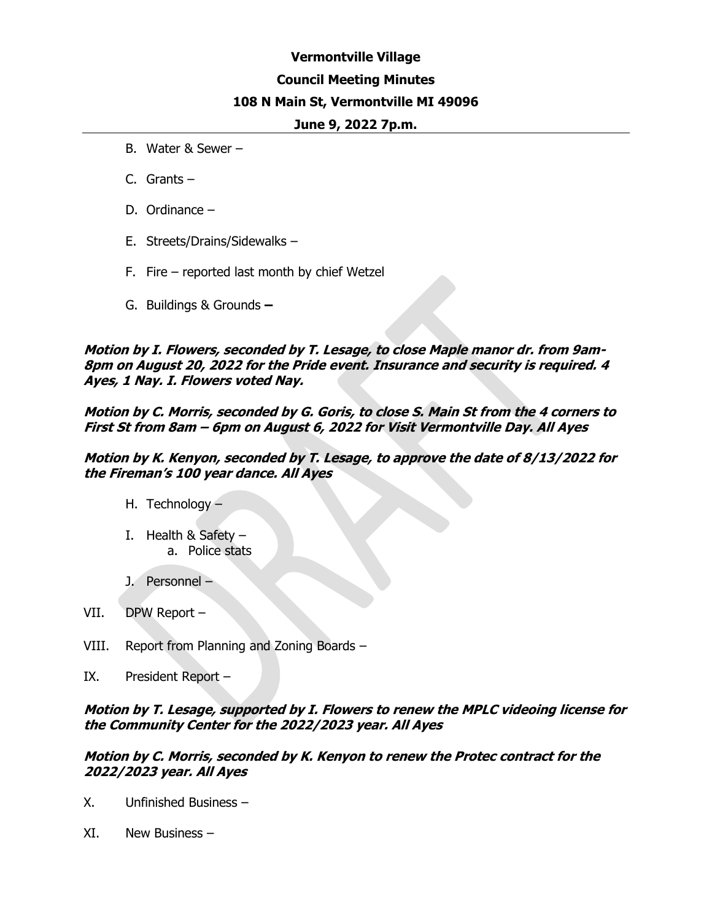**Vermontville Village**

**Council Meeting Minutes**

**108 N Main St, Vermontville MI 49096**

**June 9, 2022 7p.m.**

B. Water & Sewer –

C. Grants –

D. Ordinance –

E. Streets/Drains/Sidewalks –

F. Fire – reported last month by chief Wetzel

G. Buildings & Grounds **–**

***Motion by I. Flowers, seconded by T. Lesage, to close Maple manor dr. from 9am-8pm on August 20, 2022 for the Pride event. Insurance and security is required. 4 Ayes, 1 Nay. I. Flowers voted Nay.***

***Motion by C. Morris, seconded by G. Goris, to close S. Main St from the 4 corners to First St from 8am – 6pm on August 6, 2022 for Visit Vermontville Day. All Ayes***

***Motion by K. Kenyon, seconded by T. Lesage, to approve the date of 8/13/2022 for the Fireman's 100 year dance. All Ayes***

H. Technology –

I. Health & Safety –
   a. Police stats

J. Personnel –

VII. DPW Report –

VIII. Report from Planning and Zoning Boards –

IX. President Report –

***Motion by T. Lesage, supported by I. Flowers to renew the MPLC videoing license for the Community Center for the 2022/2023 year. All Ayes***

***Motion by C. Morris, seconded by K. Kenyon to renew the Protec contract for the 2022/2023 year. All Ayes***

X. Unfinished Business –

XI. New Business –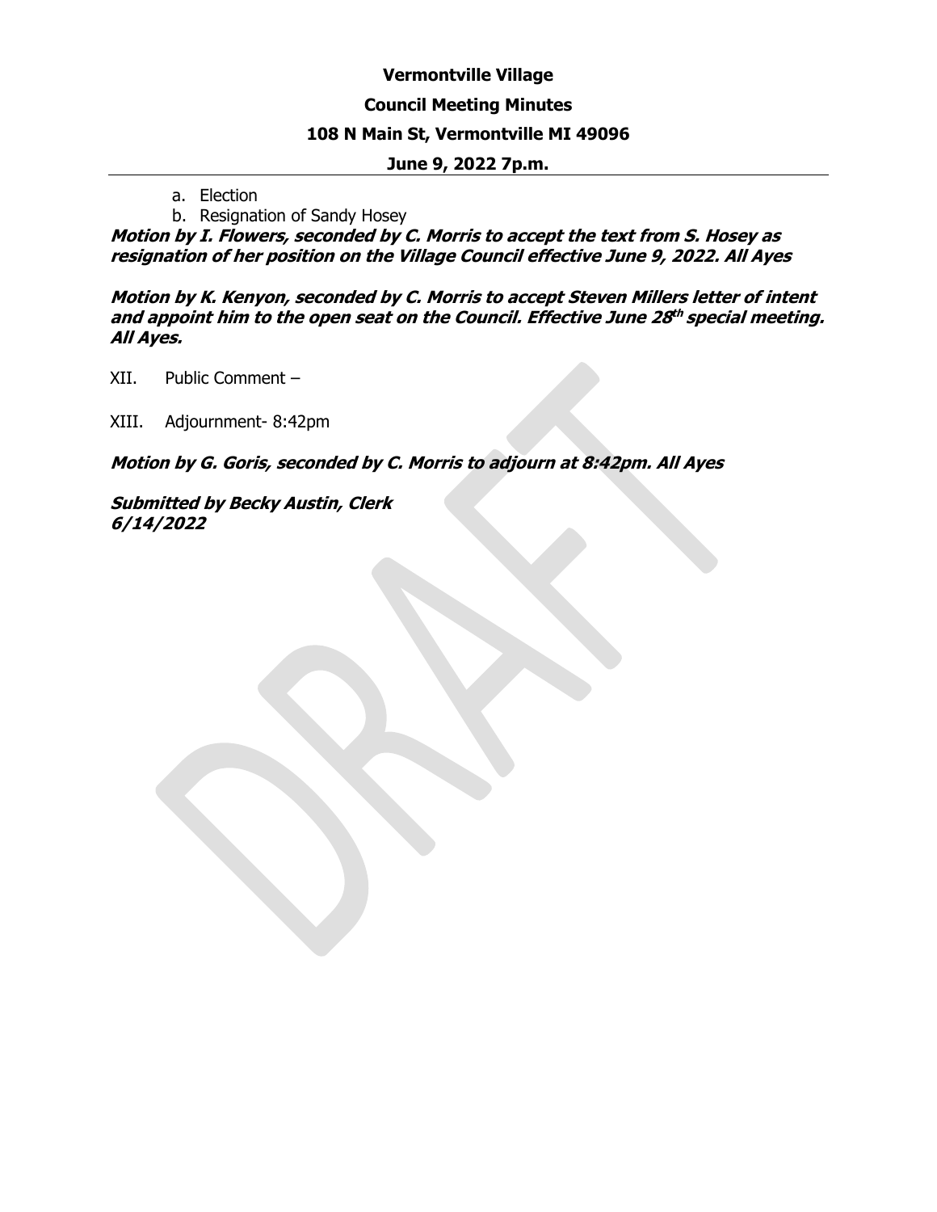**Vermontville Village**

**Council Meeting Minutes**

**108 N Main St, Vermontville MI 49096**

**June 9, 2022 7p.m.**

a. Election
b. Resignation of Sandy Hosey

***Motion by I. Flowers, seconded by C. Morris to accept the text from S. Hosey as resignation of her position on the Village Council effective June 9, 2022. All Ayes***

***Motion by K. Kenyon, seconded by C. Morris to accept Steven Millers letter of intent and appoint him to the open seat on the Council. Effective June 28th special meeting. All Ayes.***

XII. Public Comment –

XIII. Adjournment- 8:42pm

***Motion by G. Goris, seconded by C. Morris to adjourn at 8:42pm. All Ayes***

***Submitted by Becky Austin, Clerk***
***6/14/2022***

DRAFT